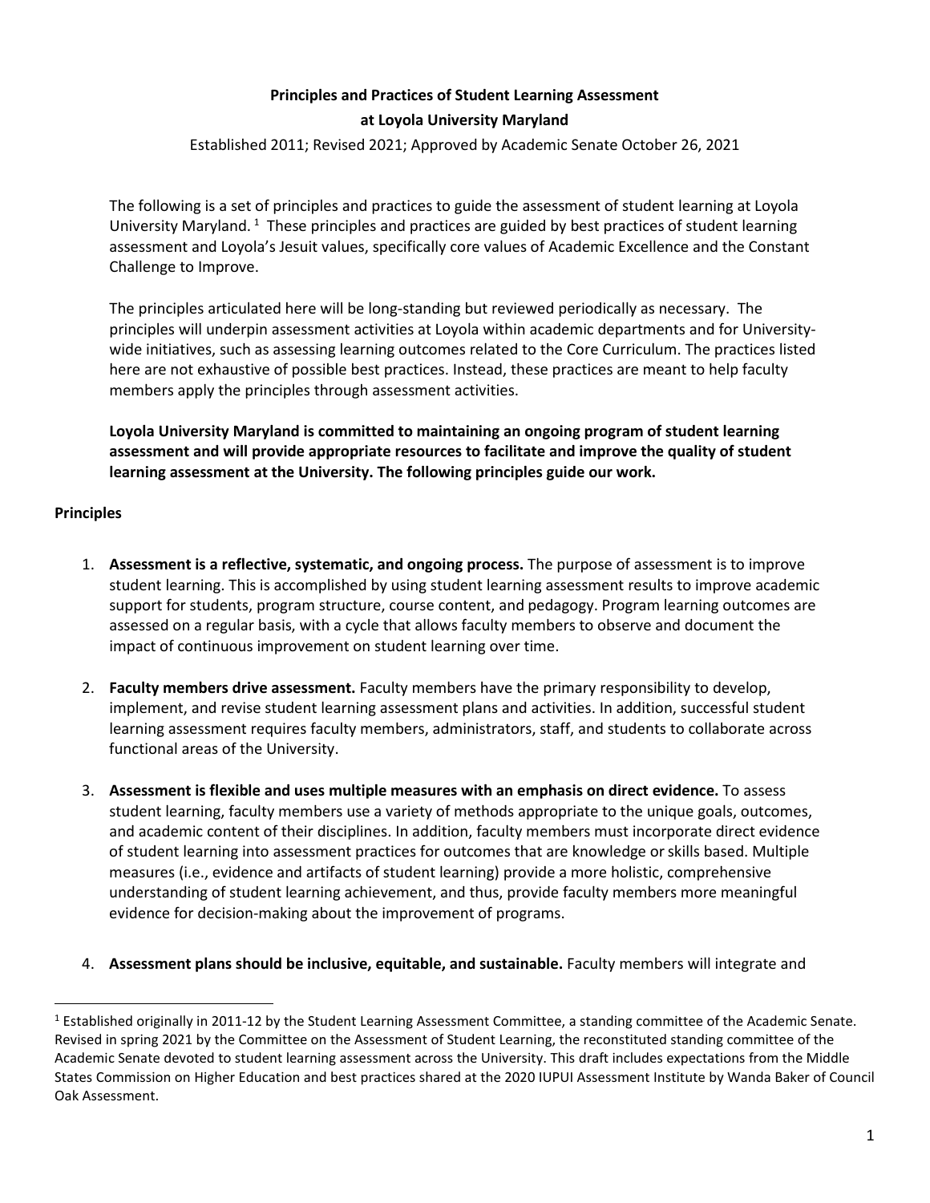# Principles and Practices of Student Learning Assessment at Loyola University Maryland

Established 2011; Revised 2021; Approved by Academic Senate October 26, 2021

The following is a set of principles and practices to guide the assessment of student learning at Loyola University Maryland. [1] These principles and practices are guided by best practices of student learning assessment and Loyola's Jesuit values, specifically core values of Academic Excellence and the Constant Challenge to Improve.

The principles articulated here will be long-standing but reviewed periodically as necessary. The principles will underpin assessment activities at Loyola within academic departments and for University-wide initiatives, such as assessing learning outcomes related to the Core Curriculum. The practices listed here are not exhaustive of possible best practices. Instead, these practices are meant to help faculty members apply the principles through assessment activities.

**Loyola University Maryland is committed to maintaining an ongoing program of student learning assessment and will provide appropriate resources to facilitate and improve the quality of student learning assessment at the University. The following principles guide our work.**

## Principles

1. **Assessment is a reflective, systematic, and ongoing process.** The purpose of assessment is to improve student learning. This is accomplished by using student learning assessment results to improve academic support for students, program structure, course content, and pedagogy. Program learning outcomes are assessed on a regular basis, with a cycle that allows faculty members to observe and document the impact of continuous improvement on student learning over time.

2. **Faculty members drive assessment.** Faculty members have the primary responsibility to develop, implement, and revise student learning assessment plans and activities. In addition, successful student learning assessment requires faculty members, administrators, staff, and students to collaborate across functional areas of the University.

3. **Assessment is flexible and uses multiple measures with an emphasis on direct evidence.** To assess student learning, faculty members use a variety of methods appropriate to the unique goals, outcomes, and academic content of their disciplines. In addition, faculty members must incorporate direct evidence of student learning into assessment practices for outcomes that are knowledge or skills based. Multiple measures (i.e., evidence and artifacts of student learning) provide a more holistic, comprehensive understanding of student learning achievement, and thus, provide faculty members more meaningful evidence for decision-making about the improvement of programs.

4. **Assessment plans should be inclusive, equitable, and sustainable.** Faculty members will integrate and

---

[1] Established originally in 2011-12 by the Student Learning Assessment Committee, a standing committee of the Academic Senate. Revised in spring 2021 by the Committee on the Assessment of Student Learning, the reconstituted standing committee of the Academic Senate devoted to student learning assessment across the University. This draft includes expectations from the Middle States Commission on Higher Education and best practices shared at the 2020 IUPUI Assessment Institute by Wanda Baker of Council Oak Assessment.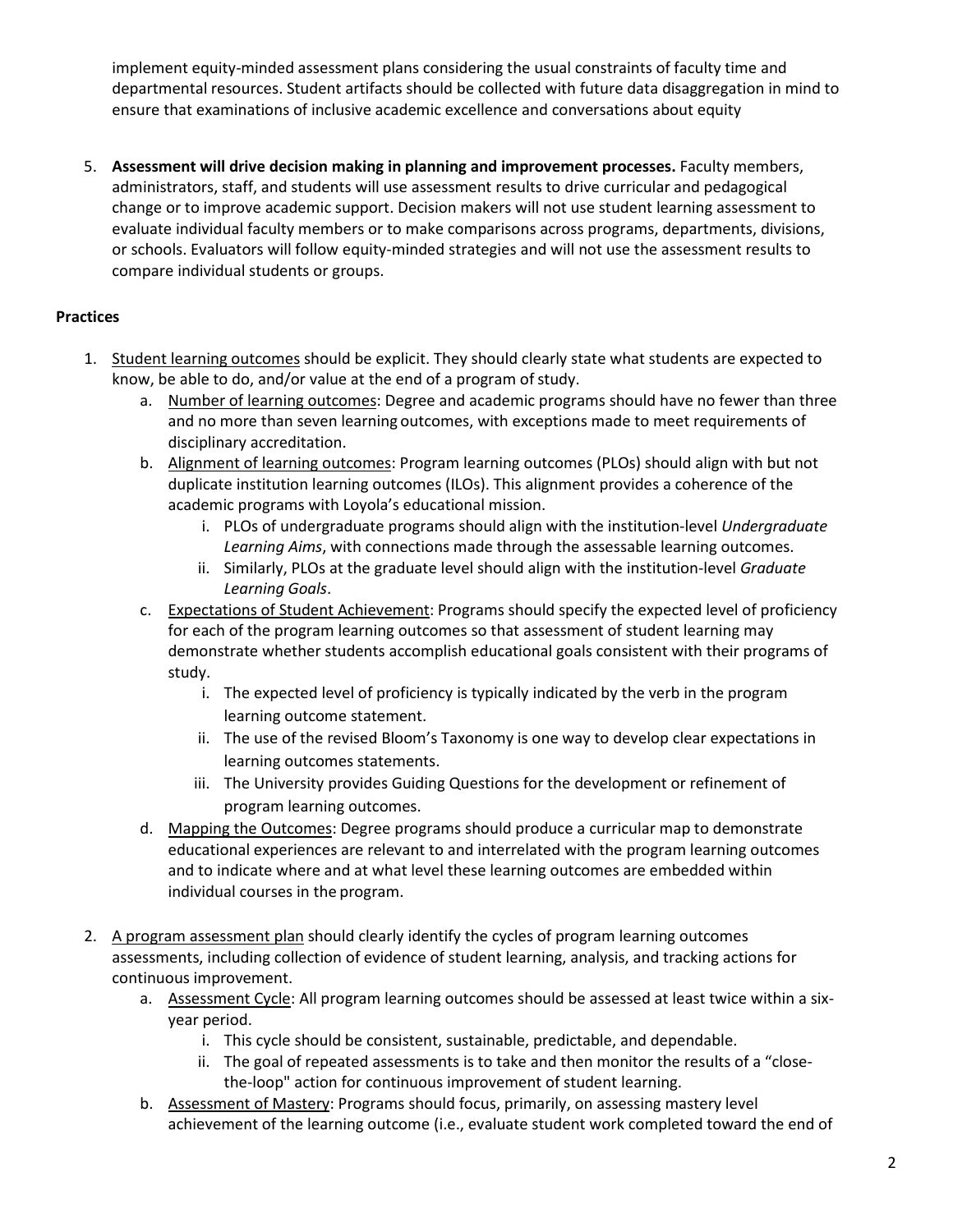implement equity-minded assessment plans considering the usual constraints of faculty time and departmental resources. Student artifacts should be collected with future data disaggregation in mind to ensure that examinations of inclusive academic excellence and conversations about equity

5. **Assessment will drive decision making in planning and improvement processes.** Faculty members, administrators, staff, and students will use assessment results to drive curricular and pedagogical change or to improve academic support. Decision makers will not use student learning assessment to evaluate individual faculty members or to make comparisons across programs, departments, divisions, or schools. Evaluators will follow equity-minded strategies and will not use the assessment results to compare individual students or groups.

**Practices**

1. Student learning outcomes should be explicit. They should clearly state what students are expected to know, be able to do, and/or value at the end of a program of study.
   a. Number of learning outcomes: Degree and academic programs should have no fewer than three and no more than seven learning outcomes, with exceptions made to meet requirements of disciplinary accreditation.
   b. Alignment of learning outcomes: Program learning outcomes (PLOs) should align with but not duplicate institution learning outcomes (ILOs). This alignment provides a coherence of the academic programs with Loyola's educational mission.
      i. PLOs of undergraduate programs should align with the institution-level *Undergraduate Learning Aims*, with connections made through the assessable learning outcomes.
      ii. Similarly, PLOs at the graduate level should align with the institution-level *Graduate Learning Goals*.
   c. Expectations of Student Achievement: Programs should specify the expected level of proficiency for each of the program learning outcomes so that assessment of student learning may demonstrate whether students accomplish educational goals consistent with their programs of study.
      i. The expected level of proficiency is typically indicated by the verb in the program learning outcome statement.
      ii. The use of the revised Bloom's Taxonomy is one way to develop clear expectations in learning outcomes statements.
      iii. The University provides Guiding Questions for the development or refinement of program learning outcomes.
   d. Mapping the Outcomes: Degree programs should produce a curricular map to demonstrate educational experiences are relevant to and interrelated with the program learning outcomes and to indicate where and at what level these learning outcomes are embedded within individual courses in the program.

2. A program assessment plan should clearly identify the cycles of program learning outcomes assessments, including collection of evidence of student learning, analysis, and tracking actions for continuous improvement.
   a. Assessment Cycle: All program learning outcomes should be assessed at least twice within a six-year period.
      i. This cycle should be consistent, sustainable, predictable, and dependable.
      ii. The goal of repeated assessments is to take and then monitor the results of a "close-the-loop" action for continuous improvement of student learning.
   b. Assessment of Mastery: Programs should focus, primarily, on assessing mastery level achievement of the learning outcome (i.e., evaluate student work completed toward the end of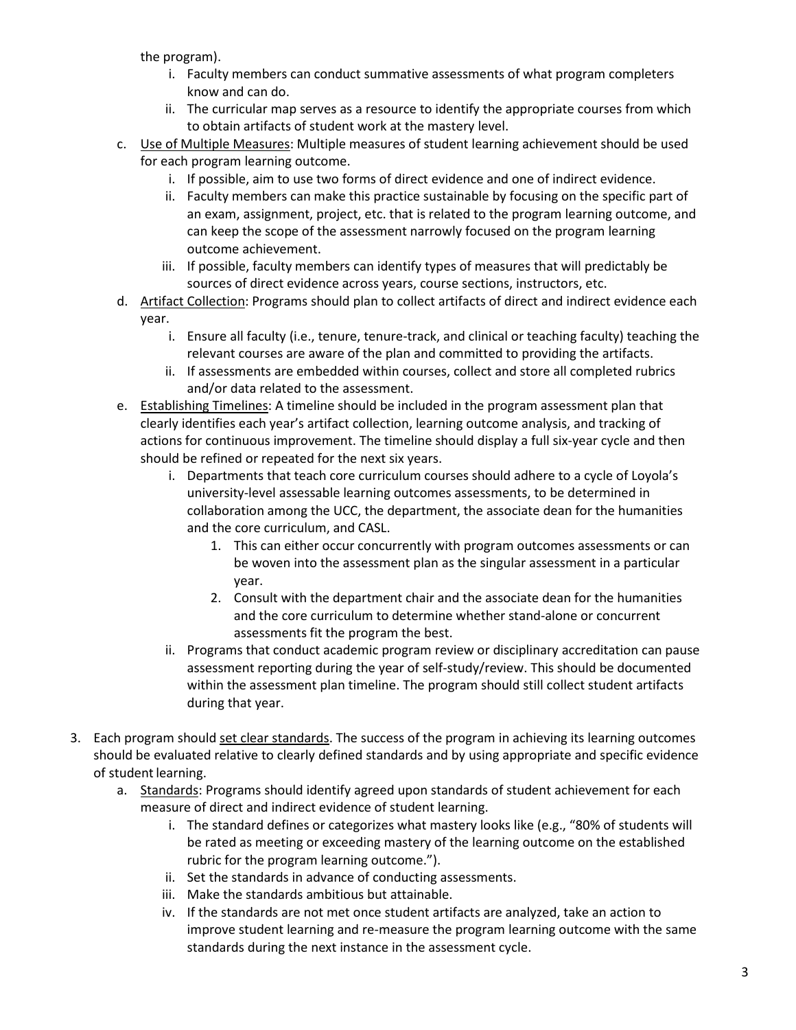the program).

   i. Faculty members can conduct summative assessments of what program completers know and can do.

   ii. The curricular map serves as a resource to identify the appropriate courses from which to obtain artifacts of student work at the mastery level.

c. <u>Use of Multiple Measures</u>: Multiple measures of student learning achievement should be used for each program learning outcome.

   i. If possible, aim to use two forms of direct evidence and one of indirect evidence.

   ii. Faculty members can make this practice sustainable by focusing on the specific part of an exam, assignment, project, etc. that is related to the program learning outcome, and can keep the scope of the assessment narrowly focused on the program learning outcome achievement.

   iii. If possible, faculty members can identify types of measures that will predictably be sources of direct evidence across years, course sections, instructors, etc.

d. <u>Artifact Collection</u>: Programs should plan to collect artifacts of direct and indirect evidence each year.

   i. Ensure all faculty (i.e., tenure, tenure-track, and clinical or teaching faculty) teaching the relevant courses are aware of the plan and committed to providing the artifacts.

   ii. If assessments are embedded within courses, collect and store all completed rubrics and/or data related to the assessment.

e. <u>Establishing Timelines</u>: A timeline should be included in the program assessment plan that clearly identifies each year's artifact collection, learning outcome analysis, and tracking of actions for continuous improvement. The timeline should display a full six-year cycle and then should be refined or repeated for the next six years.

   i. Departments that teach core curriculum courses should adhere to a cycle of Loyola's university-level assessable learning outcomes assessments, to be determined in collaboration among the UCC, the department, the associate dean for the humanities and the core curriculum, and CASL.

      1. This can either occur concurrently with program outcomes assessments or can be woven into the assessment plan as the singular assessment in a particular year.

      2. Consult with the department chair and the associate dean for the humanities and the core curriculum to determine whether stand-alone or concurrent assessments fit the program the best.

   ii. Programs that conduct academic program review or disciplinary accreditation can pause assessment reporting during the year of self-study/review. This should be documented within the assessment plan timeline. The program should still collect student artifacts during that year.

3. Each program should <u>set clear standards</u>. The success of the program in achieving its learning outcomes should be evaluated relative to clearly defined standards and by using appropriate and specific evidence of student learning.

   a. <u>Standards</u>: Programs should identify agreed upon standards of student achievement for each measure of direct and indirect evidence of student learning.

      i. The standard defines or categorizes what mastery looks like (e.g., "80% of students will be rated as meeting or exceeding mastery of the learning outcome on the established rubric for the program learning outcome.").

      ii. Set the standards in advance of conducting assessments.

      iii. Make the standards ambitious but attainable.

      iv. If the standards are not met once student artifacts are analyzed, take an action to improve student learning and re-measure the program learning outcome with the same standards during the next instance in the assessment cycle.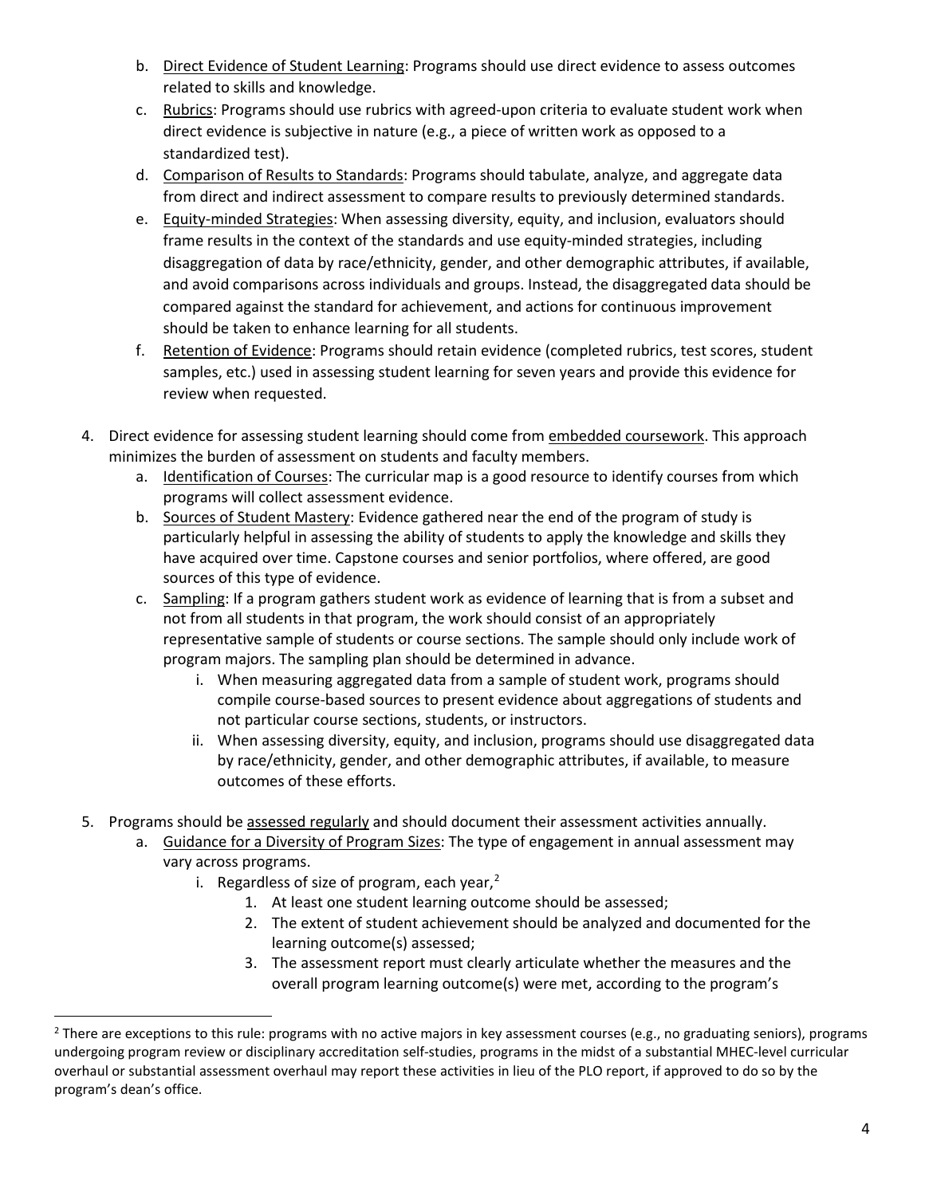b. <u>Direct Evidence of Student Learning</u>: Programs should use direct evidence to assess outcomes related to skills and knowledge.
   c. <u>Rubrics</u>: Programs should use rubrics with agreed-upon criteria to evaluate student work when direct evidence is subjective in nature (e.g., a piece of written work as opposed to a standardized test).
   d. <u>Comparison of Results to Standards</u>: Programs should tabulate, analyze, and aggregate data from direct and indirect assessment to compare results to previously determined standards.
   e. <u>Equity-minded Strategies</u>: When assessing diversity, equity, and inclusion, evaluators should frame results in the context of the standards and use equity-minded strategies, including disaggregation of data by race/ethnicity, gender, and other demographic attributes, if available, and avoid comparisons across individuals and groups. Instead, the disaggregated data should be compared against the standard for achievement, and actions for continuous improvement should be taken to enhance learning for all students.
   f. <u>Retention of Evidence</u>: Programs should retain evidence (completed rubrics, test scores, student samples, etc.) used in assessing student learning for seven years and provide this evidence for review when requested.

4. Direct evidence for assessing student learning should come from <u>embedded coursework</u>. This approach minimizes the burden of assessment on students and faculty members.
   a. <u>Identification of Courses</u>: The curricular map is a good resource to identify courses from which programs will collect assessment evidence.
   b. <u>Sources of Student Mastery</u>: Evidence gathered near the end of the program of study is particularly helpful in assessing the ability of students to apply the knowledge and skills they have acquired over time. Capstone courses and senior portfolios, where offered, are good sources of this type of evidence.
   c. <u>Sampling</u>: If a program gathers student work as evidence of learning that is from a subset and not from all students in that program, the work should consist of an appropriately representative sample of students or course sections. The sample should only include work of program majors. The sampling plan should be determined in advance.
      i. When measuring aggregated data from a sample of student work, programs should compile course-based sources to present evidence about aggregations of students and not particular course sections, students, or instructors.
      ii. When assessing diversity, equity, and inclusion, programs should use disaggregated data by race/ethnicity, gender, and other demographic attributes, if available, to measure outcomes of these efforts.

5. Programs should be <u>assessed regularly</u> and should document their assessment activities annually.
   a. <u>Guidance for a Diversity of Program Sizes</u>: The type of engagement in annual assessment may vary across programs.
      i. Regardless of size of program, each year,[2]
         1. At least one student learning outcome should be assessed;
         2. The extent of student achievement should be analyzed and documented for the learning outcome(s) assessed;
         3. The assessment report must clearly articulate whether the measures and the overall program learning outcome(s) were met, according to the program's

---

[2] There are exceptions to this rule: programs with no active majors in key assessment courses (e.g., no graduating seniors), programs undergoing program review or disciplinary accreditation self-studies, programs in the midst of a substantial MHEC-level curricular overhaul or substantial assessment overhaul may report these activities in lieu of the PLO report, if approved to do so by the program's dean's office.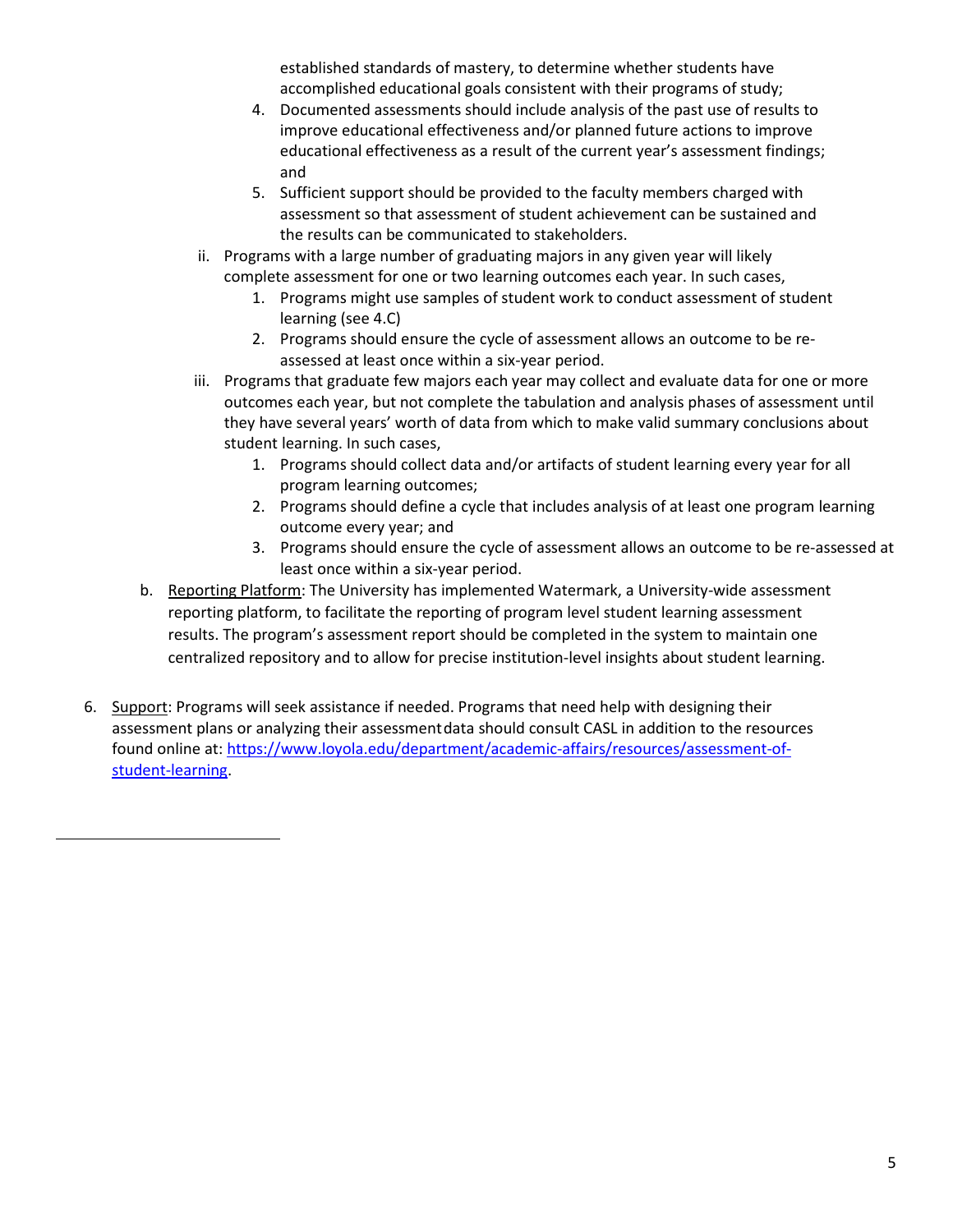established standards of mastery, to determine whether students have accomplished educational goals consistent with their programs of study;

4. Documented assessments should include analysis of the past use of results to improve educational effectiveness and/or planned future actions to improve educational effectiveness as a result of the current year's assessment findings; and
5. Sufficient support should be provided to the faculty members charged with assessment so that assessment of student achievement can be sustained and the results can be communicated to stakeholders.

ii. Programs with a large number of graduating majors in any given year will likely complete assessment for one or two learning outcomes each year. In such cases,

1. Programs might use samples of student work to conduct assessment of student learning (see 4.C)
2. Programs should ensure the cycle of assessment allows an outcome to be re-assessed at least once within a six-year period.

iii. Programs that graduate few majors each year may collect and evaluate data for one or more outcomes each year, but not complete the tabulation and analysis phases of assessment until they have several years' worth of data from which to make valid summary conclusions about student learning. In such cases,

1. Programs should collect data and/or artifacts of student learning every year for all program learning outcomes;
2. Programs should define a cycle that includes analysis of at least one program learning outcome every year; and
3. Programs should ensure the cycle of assessment allows an outcome to be re-assessed at least once within a six-year period.

b. Reporting Platform: The University has implemented Watermark, a University-wide assessment reporting platform, to facilitate the reporting of program level student learning assessment results. The program's assessment report should be completed in the system to maintain one centralized repository and to allow for precise institution-level insights about student learning.

6. Support: Programs will seek assistance if needed. Programs that need help with designing their assessment plans or analyzing their assessment data should consult CASL in addition to the resources found online at: [https://www.loyola.edu/department/academic-affairs/resources/assessment-of-student-learning](https://www.loyola.edu/department/academic-affairs/resources/assessment-of-student-learning).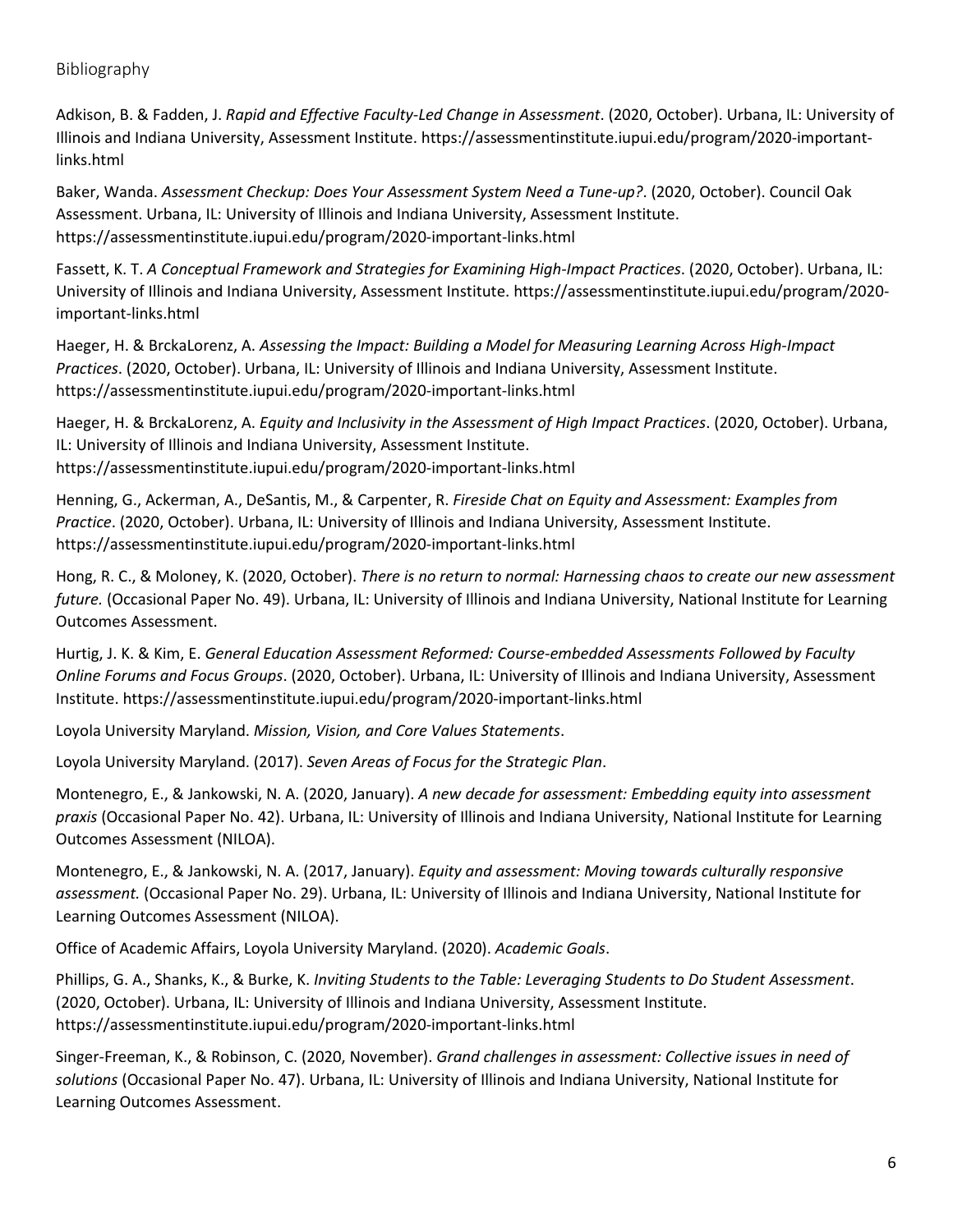## Bibliography

Adkison, B. & Fadden, J. *Rapid and Effective Faculty-Led Change in Assessment*. (2020, October). Urbana, IL: University of Illinois and Indiana University, Assessment Institute. https://assessmentinstitute.iupui.edu/program/2020-important-links.html

Baker, Wanda. *Assessment Checkup: Does Your Assessment System Need a Tune-up?*. (2020, October). Council Oak Assessment. Urbana, IL: University of Illinois and Indiana University, Assessment Institute. https://assessmentinstitute.iupui.edu/program/2020-important-links.html

Fassett, K. T. *A Conceptual Framework and Strategies for Examining High-Impact Practices*. (2020, October). Urbana, IL: University of Illinois and Indiana University, Assessment Institute. https://assessmentinstitute.iupui.edu/program/2020-important-links.html

Haeger, H. & BrckaLorenz, A. *Assessing the Impact: Building a Model for Measuring Learning Across High-Impact Practices*. (2020, October). Urbana, IL: University of Illinois and Indiana University, Assessment Institute. https://assessmentinstitute.iupui.edu/program/2020-important-links.html

Haeger, H. & BrckaLorenz, A. *Equity and Inclusivity in the Assessment of High Impact Practices*. (2020, October). Urbana, IL: University of Illinois and Indiana University, Assessment Institute. https://assessmentinstitute.iupui.edu/program/2020-important-links.html

Henning, G., Ackerman, A., DeSantis, M., & Carpenter, R. *Fireside Chat on Equity and Assessment: Examples from Practice*. (2020, October). Urbana, IL: University of Illinois and Indiana University, Assessment Institute. https://assessmentinstitute.iupui.edu/program/2020-important-links.html

Hong, R. C., & Moloney, K. (2020, October). *There is no return to normal: Harnessing chaos to create our new assessment future.* (Occasional Paper No. 49). Urbana, IL: University of Illinois and Indiana University, National Institute for Learning Outcomes Assessment.

Hurtig, J. K. & Kim, E. *General Education Assessment Reformed: Course-embedded Assessments Followed by Faculty Online Forums and Focus Groups*. (2020, October). Urbana, IL: University of Illinois and Indiana University, Assessment Institute. https://assessmentinstitute.iupui.edu/program/2020-important-links.html

Loyola University Maryland. *Mission, Vision, and Core Values Statements*.

Loyola University Maryland. (2017). *Seven Areas of Focus for the Strategic Plan*.

Montenegro, E., & Jankowski, N. A. (2020, January). *A new decade for assessment: Embedding equity into assessment praxis* (Occasional Paper No. 42). Urbana, IL: University of Illinois and Indiana University, National Institute for Learning Outcomes Assessment (NILOA).

Montenegro, E., & Jankowski, N. A. (2017, January). *Equity and assessment: Moving towards culturally responsive assessment.* (Occasional Paper No. 29). Urbana, IL: University of Illinois and Indiana University, National Institute for Learning Outcomes Assessment (NILOA).

Office of Academic Affairs, Loyola University Maryland. (2020). *Academic Goals*.

Phillips, G. A., Shanks, K., & Burke, K. *Inviting Students to the Table: Leveraging Students to Do Student Assessment*. (2020, October). Urbana, IL: University of Illinois and Indiana University, Assessment Institute. https://assessmentinstitute.iupui.edu/program/2020-important-links.html

Singer-Freeman, K., & Robinson, C. (2020, November). *Grand challenges in assessment: Collective issues in need of solutions* (Occasional Paper No. 47). Urbana, IL: University of Illinois and Indiana University, National Institute for Learning Outcomes Assessment.